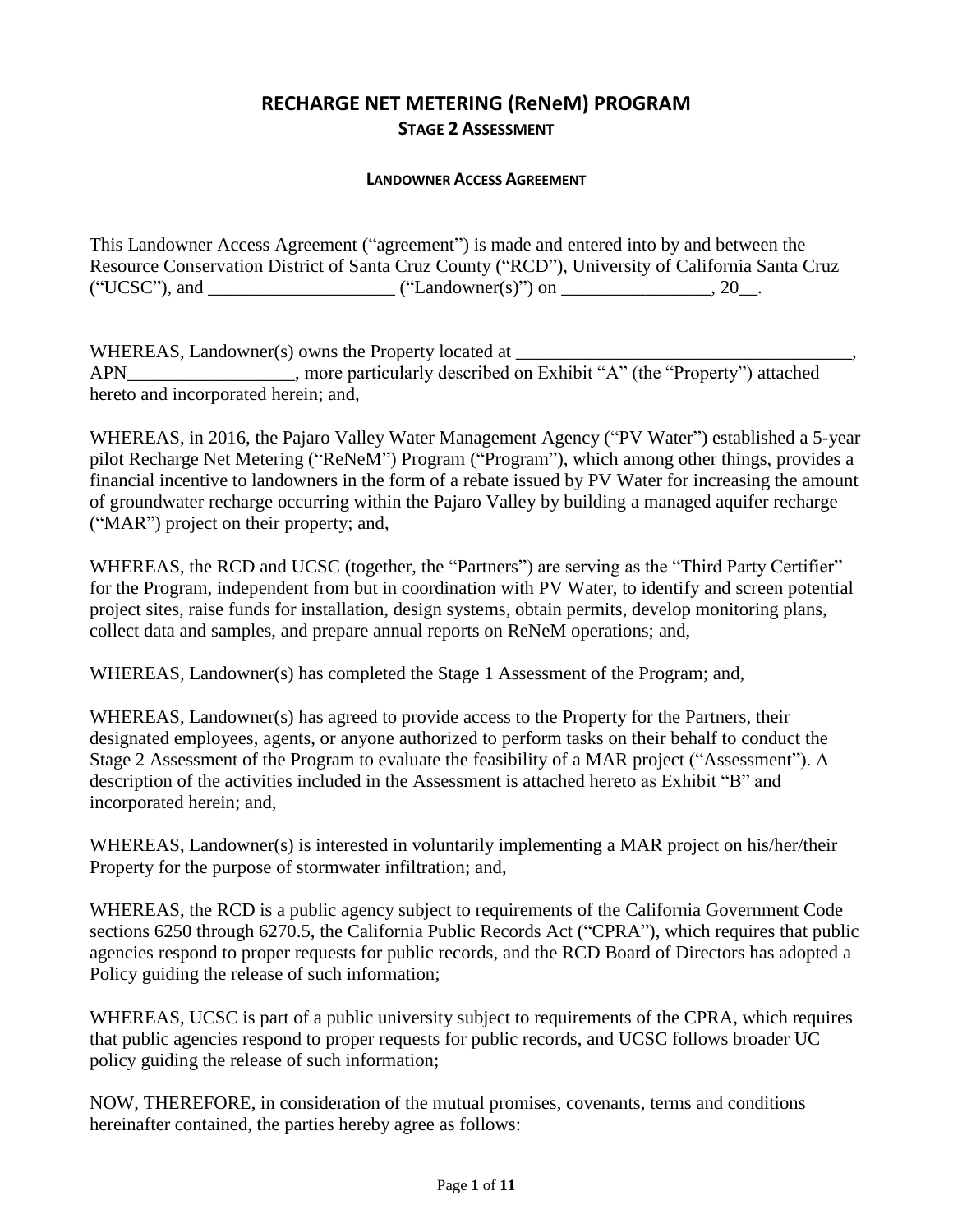# RECHARGE NET METERING (ReNeM) PROGRAM

## STAGE 2 ASSESSMENT

### LANDOWNER ACCESS AGREEMENT

This Landowner Access Agreement ("agreement") is made and entered into by and between the Resource Conservation District of Santa Cruz County ("RCD"), University of California Santa Cruz ("UCSC"), and ____________________ ("Landowner(s)") on ________________, 20__.

WHEREAS, Landowner(s) owns the Property located at _____________________________________, APN__________________, more particularly described on Exhibit "A" (the "Property") attached hereto and incorporated herein; and,

WHEREAS, in 2016, the Pajaro Valley Water Management Agency ("PV Water") established a 5-year pilot Recharge Net Metering ("ReNeM") Program ("Program"), which among other things, provides a financial incentive to landowners in the form of a rebate issued by PV Water for increasing the amount of groundwater recharge occurring within the Pajaro Valley by building a managed aquifer recharge ("MAR") project on their property; and,

WHEREAS, the RCD and UCSC (together, the "Partners") are serving as the "Third Party Certifier" for the Program, independent from but in coordination with PV Water, to identify and screen potential project sites, raise funds for installation, design systems, obtain permits, develop monitoring plans, collect data and samples, and prepare annual reports on ReNeM operations; and,

WHEREAS, Landowner(s) has completed the Stage 1 Assessment of the Program; and,

WHEREAS, Landowner(s) has agreed to provide access to the Property for the Partners, their designated employees, agents, or anyone authorized to perform tasks on their behalf to conduct the Stage 2 Assessment of the Program to evaluate the feasibility of a MAR project ("Assessment"). A description of the activities included in the Assessment is attached hereto as Exhibit "B" and incorporated herein; and,

WHEREAS, Landowner(s) is interested in voluntarily implementing a MAR project on his/her/their Property for the purpose of stormwater infiltration; and,

WHEREAS, the RCD is a public agency subject to requirements of the California Government Code sections 6250 through 6270.5, the California Public Records Act ("CPRA"), which requires that public agencies respond to proper requests for public records, and the RCD Board of Directors has adopted a Policy guiding the release of such information;

WHEREAS, UCSC is part of a public university subject to requirements of the CPRA, which requires that public agencies respond to proper requests for public records, and UCSC follows broader UC policy guiding the release of such information;

NOW, THEREFORE, in consideration of the mutual promises, covenants, terms and conditions hereinafter contained, the parties hereby agree as follows: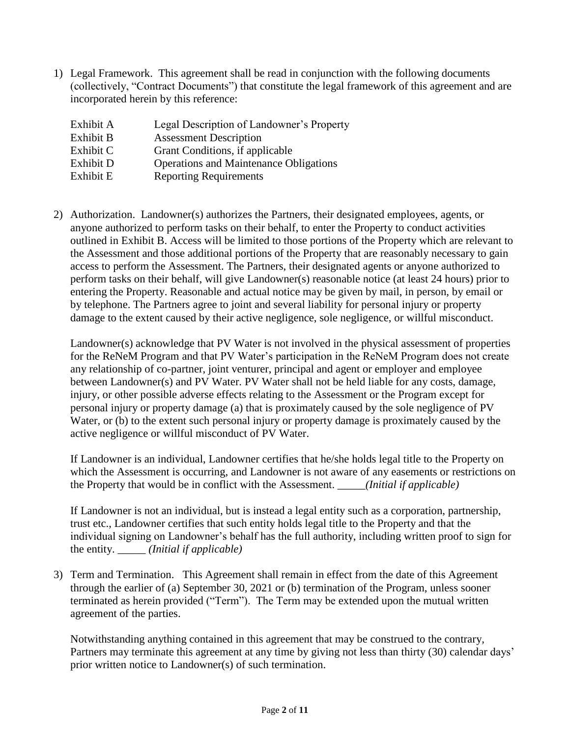1) Legal Framework. This agreement shall be read in conjunction with the following documents (collectively, "Contract Documents") that constitute the legal framework of this agreement and are incorporated herein by this reference:

   | | |
   |---|---|
   | Exhibit A | Legal Description of Landowner's Property |
   | Exhibit B | Assessment Description |
   | Exhibit C | Grant Conditions, if applicable |
   | Exhibit D | Operations and Maintenance Obligations |
   | Exhibit E | Reporting Requirements |

2) Authorization. Landowner(s) authorizes the Partners, their designated employees, agents, or anyone authorized to perform tasks on their behalf, to enter the Property to conduct activities outlined in Exhibit B. Access will be limited to those portions of the Property which are relevant to the Assessment and those additional portions of the Property that are reasonably necessary to gain access to perform the Assessment. The Partners, their designated agents or anyone authorized to perform tasks on their behalf, will give Landowner(s) reasonable notice (at least 24 hours) prior to entering the Property. Reasonable and actual notice may be given by mail, in person, by email or by telephone. The Partners agree to joint and several liability for personal injury or property damage to the extent caused by their active negligence, sole negligence, or willful misconduct.

   Landowner(s) acknowledge that PV Water is not involved in the physical assessment of properties for the ReNeM Program and that PV Water's participation in the ReNeM Program does not create any relationship of co-partner, joint venturer, principal and agent or employer and employee between Landowner(s) and PV Water. PV Water shall not be held liable for any costs, damage, injury, or other possible adverse effects relating to the Assessment or the Program except for personal injury or property damage (a) that is proximately caused by the sole negligence of PV Water, or (b) to the extent such personal injury or property damage is proximately caused by the active negligence or willful misconduct of PV Water.

   If Landowner is an individual, Landowner certifies that he/she holds legal title to the Property on which the Assessment is occurring, and Landowner is not aware of any easements or restrictions on the Property that would be in conflict with the Assessment. _____*(Initial if applicable)*

   If Landowner is not an individual, but is instead a legal entity such as a corporation, partnership, trust etc., Landowner certifies that such entity holds legal title to the Property and that the individual signing on Landowner's behalf has the full authority, including written proof to sign for the entity. _____ *(Initial if applicable)*

3) Term and Termination. This Agreement shall remain in effect from the date of this Agreement through the earlier of (a) September 30, 2021 or (b) termination of the Program, unless sooner terminated as herein provided ("Term"). The Term may be extended upon the mutual written agreement of the parties.

   Notwithstanding anything contained in this agreement that may be construed to the contrary, Partners may terminate this agreement at any time by giving not less than thirty (30) calendar days' prior written notice to Landowner(s) of such termination.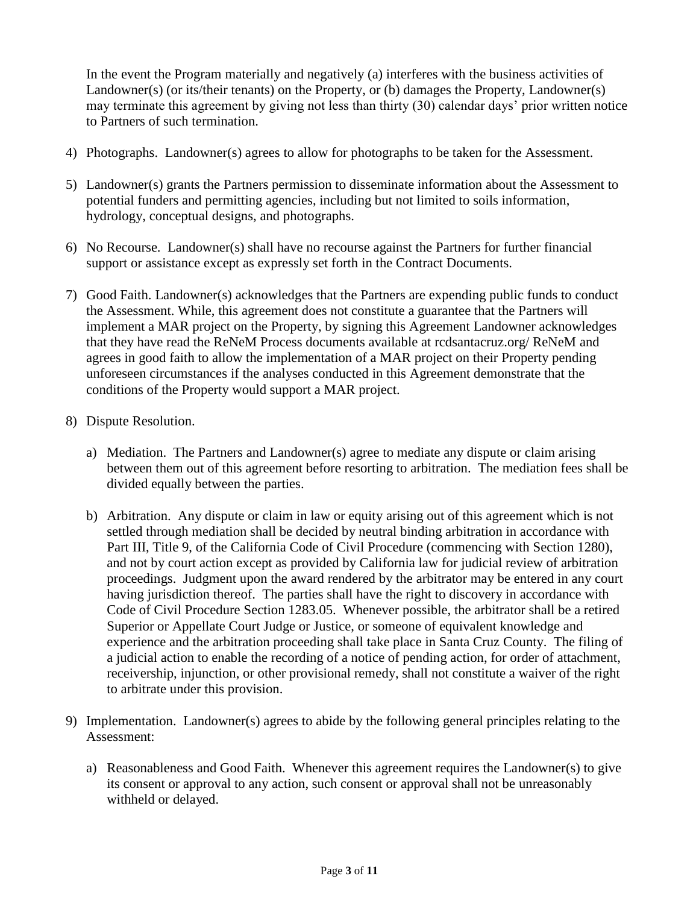In the event the Program materially and negatively (a) interferes with the business activities of Landowner(s) (or its/their tenants) on the Property, or (b) damages the Property, Landowner(s) may terminate this agreement by giving not less than thirty (30) calendar days' prior written notice to Partners of such termination.

4) Photographs. Landowner(s) agrees to allow for photographs to be taken for the Assessment.

5) Landowner(s) grants the Partners permission to disseminate information about the Assessment to potential funders and permitting agencies, including but not limited to soils information, hydrology, conceptual designs, and photographs.

6) No Recourse. Landowner(s) shall have no recourse against the Partners for further financial support or assistance except as expressly set forth in the Contract Documents.

7) Good Faith. Landowner(s) acknowledges that the Partners are expending public funds to conduct the Assessment. While, this agreement does not constitute a guarantee that the Partners will implement a MAR project on the Property, by signing this Agreement Landowner acknowledges that they have read the ReNeM Process documents available at rcdsantacruz.org/ ReNeM and agrees in good faith to allow the implementation of a MAR project on their Property pending unforeseen circumstances if the analyses conducted in this Agreement demonstrate that the conditions of the Property would support a MAR project.

8) Dispute Resolution.

   a) Mediation. The Partners and Landowner(s) agree to mediate any dispute or claim arising between them out of this agreement before resorting to arbitration. The mediation fees shall be divided equally between the parties.

   b) Arbitration. Any dispute or claim in law or equity arising out of this agreement which is not settled through mediation shall be decided by neutral binding arbitration in accordance with Part III, Title 9, of the California Code of Civil Procedure (commencing with Section 1280), and not by court action except as provided by California law for judicial review of arbitration proceedings. Judgment upon the award rendered by the arbitrator may be entered in any court having jurisdiction thereof. The parties shall have the right to discovery in accordance with Code of Civil Procedure Section 1283.05. Whenever possible, the arbitrator shall be a retired Superior or Appellate Court Judge or Justice, or someone of equivalent knowledge and experience and the arbitration proceeding shall take place in Santa Cruz County. The filing of a judicial action to enable the recording of a notice of pending action, for order of attachment, receivership, injunction, or other provisional remedy, shall not constitute a waiver of the right to arbitrate under this provision.

9) Implementation. Landowner(s) agrees to abide by the following general principles relating to the Assessment:

   a) Reasonableness and Good Faith. Whenever this agreement requires the Landowner(s) to give its consent or approval to any action, such consent or approval shall not be unreasonably withheld or delayed.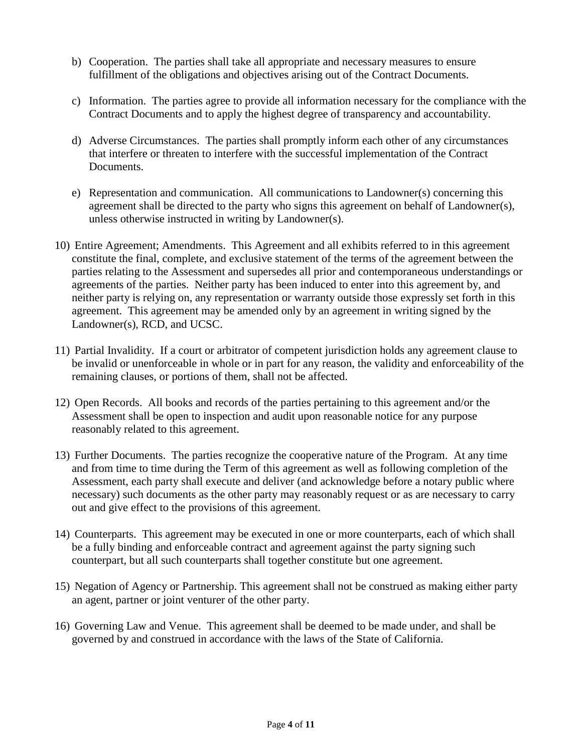b) Cooperation. The parties shall take all appropriate and necessary measures to ensure fulfillment of the obligations and objectives arising out of the Contract Documents.

c) Information. The parties agree to provide all information necessary for the compliance with the Contract Documents and to apply the highest degree of transparency and accountability.

d) Adverse Circumstances. The parties shall promptly inform each other of any circumstances that interfere or threaten to interfere with the successful implementation of the Contract Documents.

e) Representation and communication. All communications to Landowner(s) concerning this agreement shall be directed to the party who signs this agreement on behalf of Landowner(s), unless otherwise instructed in writing by Landowner(s).

10) Entire Agreement; Amendments. This Agreement and all exhibits referred to in this agreement constitute the final, complete, and exclusive statement of the terms of the agreement between the parties relating to the Assessment and supersedes all prior and contemporaneous understandings or agreements of the parties. Neither party has been induced to enter into this agreement by, and neither party is relying on, any representation or warranty outside those expressly set forth in this agreement. This agreement may be amended only by an agreement in writing signed by the Landowner(s), RCD, and UCSC.

11) Partial Invalidity. If a court or arbitrator of competent jurisdiction holds any agreement clause to be invalid or unenforceable in whole or in part for any reason, the validity and enforceability of the remaining clauses, or portions of them, shall not be affected.

12) Open Records. All books and records of the parties pertaining to this agreement and/or the Assessment shall be open to inspection and audit upon reasonable notice for any purpose reasonably related to this agreement.

13) Further Documents. The parties recognize the cooperative nature of the Program. At any time and from time to time during the Term of this agreement as well as following completion of the Assessment, each party shall execute and deliver (and acknowledge before a notary public where necessary) such documents as the other party may reasonably request or as are necessary to carry out and give effect to the provisions of this agreement.

14) Counterparts. This agreement may be executed in one or more counterparts, each of which shall be a fully binding and enforceable contract and agreement against the party signing such counterpart, but all such counterparts shall together constitute but one agreement.

15) Negation of Agency or Partnership. This agreement shall not be construed as making either party an agent, partner or joint venturer of the other party.

16) Governing Law and Venue. This agreement shall be deemed to be made under, and shall be governed by and construed in accordance with the laws of the State of California.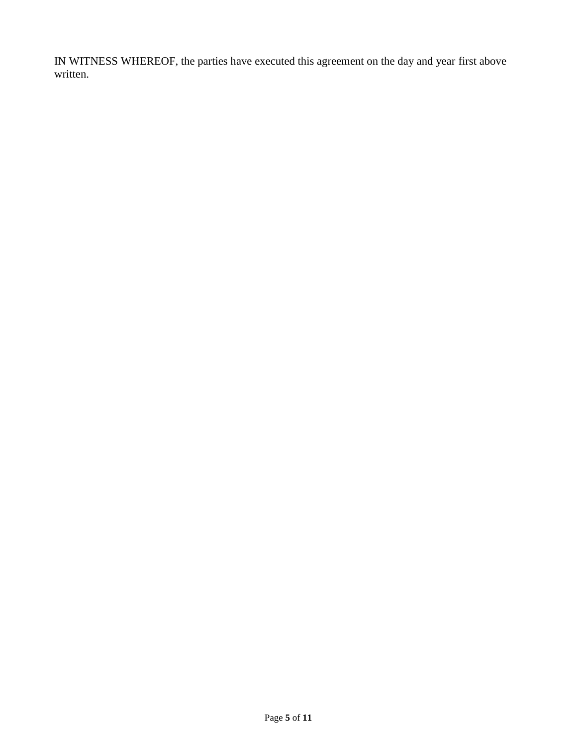IN WITNESS WHEREOF, the parties have executed this agreement on the day and year first above written.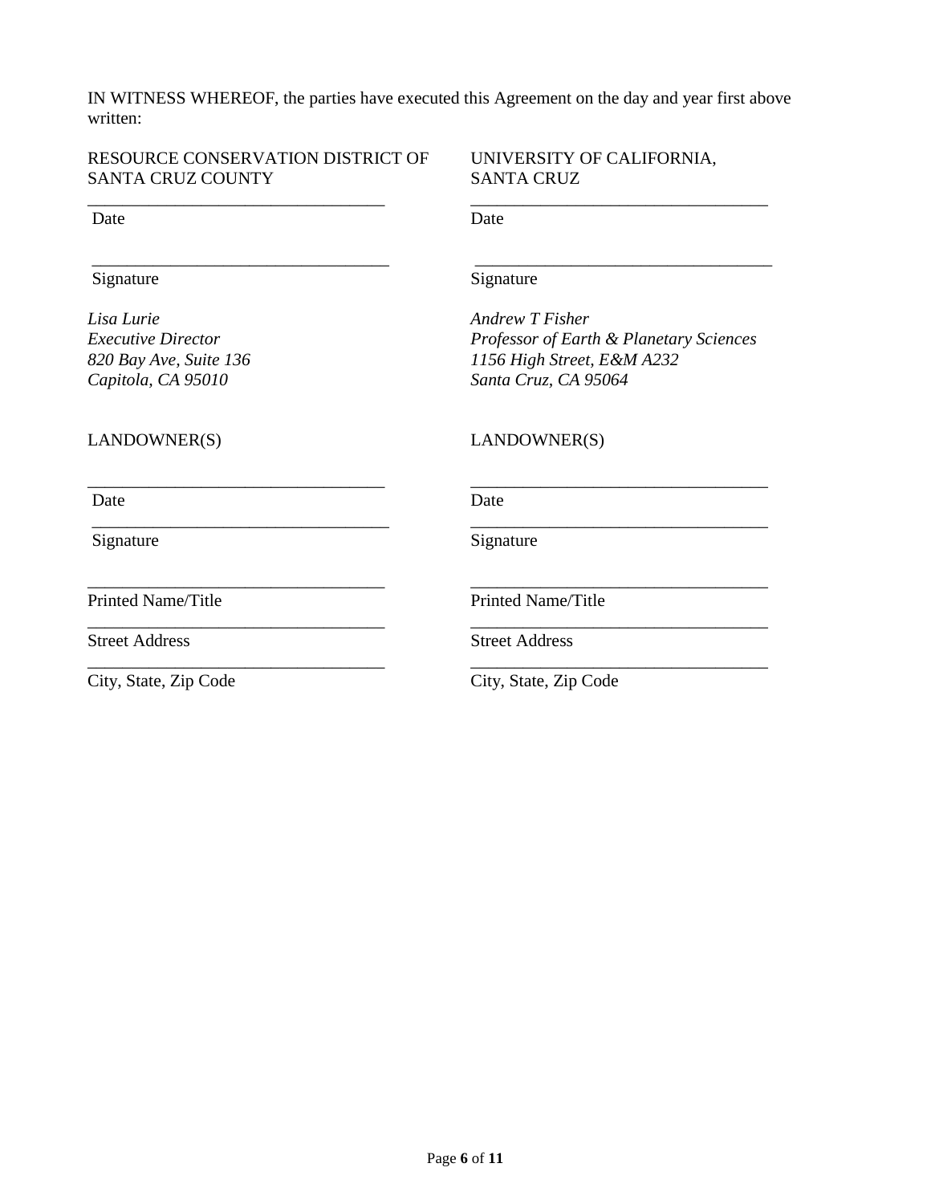IN WITNESS WHEREOF, the parties have executed this Agreement on the day and year first above written:

RESOURCE CONSERVATION DISTRICT OF SANTA CRUZ COUNTY

\_\_\_\_\_\_\_\_\_\_\_\_\_\_\_\_\_\_\_\_\_\_\_\_\_\_\_\_\_\_\_\_\_\_
Date

\_\_\_\_\_\_\_\_\_\_\_\_\_\_\_\_\_\_\_\_\_\_\_\_\_\_\_\_\_\_\_\_\_\_
Signature

*Lisa Lurie*
*Executive Director*
*820 Bay Ave, Suite 136*
*Capitola, CA 95010*

UNIVERSITY OF CALIFORNIA, SANTA CRUZ

\_\_\_\_\_\_\_\_\_\_\_\_\_\_\_\_\_\_\_\_\_\_\_\_\_\_\_\_\_\_\_\_\_\_
Date

\_\_\_\_\_\_\_\_\_\_\_\_\_\_\_\_\_\_\_\_\_\_\_\_\_\_\_\_\_\_\_\_\_\_
Signature

*Andrew T Fisher*
*Professor of Earth & Planetary Sciences*
*1156 High Street, E&M A232*
*Santa Cruz, CA 95064*

LANDOWNER(S)

\_\_\_\_\_\_\_\_\_\_\_\_\_\_\_\_\_\_\_\_\_\_\_\_\_\_\_\_\_\_\_\_\_\_
Date

\_\_\_\_\_\_\_\_\_\_\_\_\_\_\_\_\_\_\_\_\_\_\_\_\_\_\_\_\_\_\_\_\_\_
Signature

\_\_\_\_\_\_\_\_\_\_\_\_\_\_\_\_\_\_\_\_\_\_\_\_\_\_\_\_\_\_\_\_\_\_
Printed Name/Title

\_\_\_\_\_\_\_\_\_\_\_\_\_\_\_\_\_\_\_\_\_\_\_\_\_\_\_\_\_\_\_\_\_\_
Street Address

\_\_\_\_\_\_\_\_\_\_\_\_\_\_\_\_\_\_\_\_\_\_\_\_\_\_\_\_\_\_\_\_\_\_
City, State, Zip Code

LANDOWNER(S)

\_\_\_\_\_\_\_\_\_\_\_\_\_\_\_\_\_\_\_\_\_\_\_\_\_\_\_\_\_\_\_\_\_\_
Date

\_\_\_\_\_\_\_\_\_\_\_\_\_\_\_\_\_\_\_\_\_\_\_\_\_\_\_\_\_\_\_\_\_\_
Signature

\_\_\_\_\_\_\_\_\_\_\_\_\_\_\_\_\_\_\_\_\_\_\_\_\_\_\_\_\_\_\_\_\_\_
Printed Name/Title

\_\_\_\_\_\_\_\_\_\_\_\_\_\_\_\_\_\_\_\_\_\_\_\_\_\_\_\_\_\_\_\_\_\_
Street Address

\_\_\_\_\_\_\_\_\_\_\_\_\_\_\_\_\_\_\_\_\_\_\_\_\_\_\_\_\_\_\_\_\_\_
City, State, Zip Code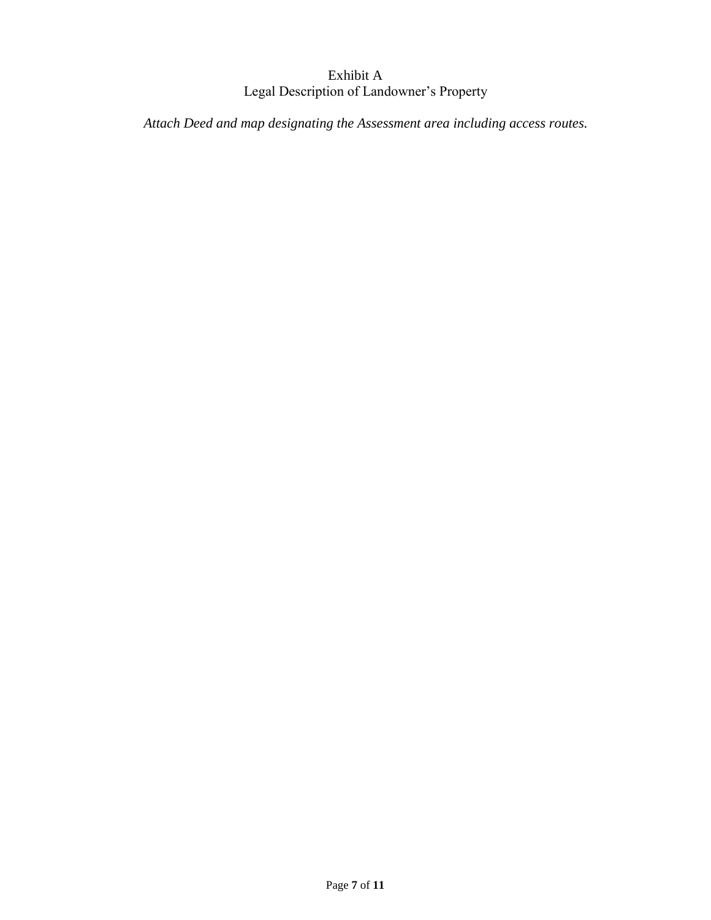# Exhibit A
## Legal Description of Landowner's Property

*Attach Deed and map designating the Assessment area including access routes.*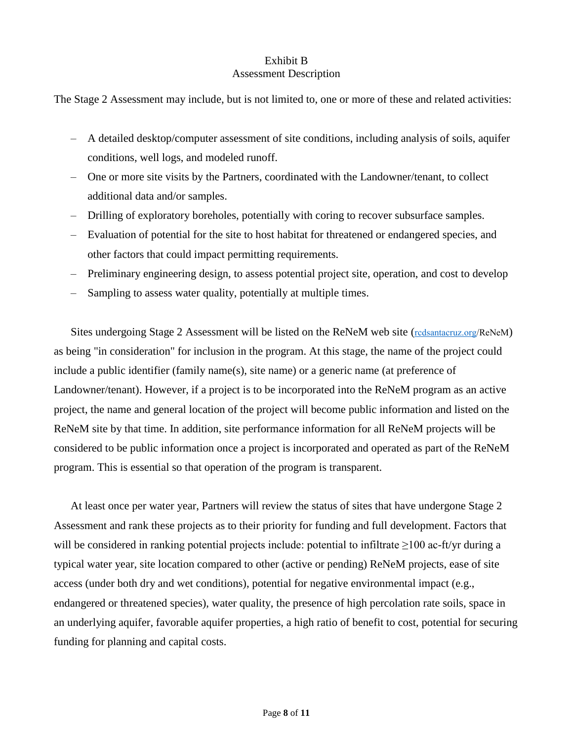# Exhibit B
## Assessment Description

The Stage 2 Assessment may include, but is not limited to, one or more of these and related activities:

- A detailed desktop/computer assessment of site conditions, including analysis of soils, aquifer conditions, well logs, and modeled runoff.
- One or more site visits by the Partners, coordinated with the Landowner/tenant, to collect additional data and/or samples.
- Drilling of exploratory boreholes, potentially with coring to recover subsurface samples.
- Evaluation of potential for the site to host habitat for threatened or endangered species, and other factors that could impact permitting requirements.
- Preliminary engineering design, to assess potential project site, operation, and cost to develop
- Sampling to assess water quality, potentially at multiple times.

Sites undergoing Stage 2 Assessment will be listed on the ReNeM web site (rcdsantacruz.org/ReNeM) as being "in consideration" for inclusion in the program. At this stage, the name of the project could include a public identifier (family name(s), site name) or a generic name (at preference of Landowner/tenant). However, if a project is to be incorporated into the ReNeM program as an active project, the name and general location of the project will become public information and listed on the ReNeM site by that time. In addition, site performance information for all ReNeM projects will be considered to be public information once a project is incorporated and operated as part of the ReNeM program. This is essential so that operation of the program is transparent.

At least once per water year, Partners will review the status of sites that have undergone Stage 2 Assessment and rank these projects as to their priority for funding and full development. Factors that will be considered in ranking potential projects include: potential to infiltrate ≥100 ac-ft/yr during a typical water year, site location compared to other (active or pending) ReNeM projects, ease of site access (under both dry and wet conditions), potential for negative environmental impact (e.g., endangered or threatened species), water quality, the presence of high percolation rate soils, space in an underlying aquifer, favorable aquifer properties, a high ratio of benefit to cost, potential for securing funding for planning and capital costs.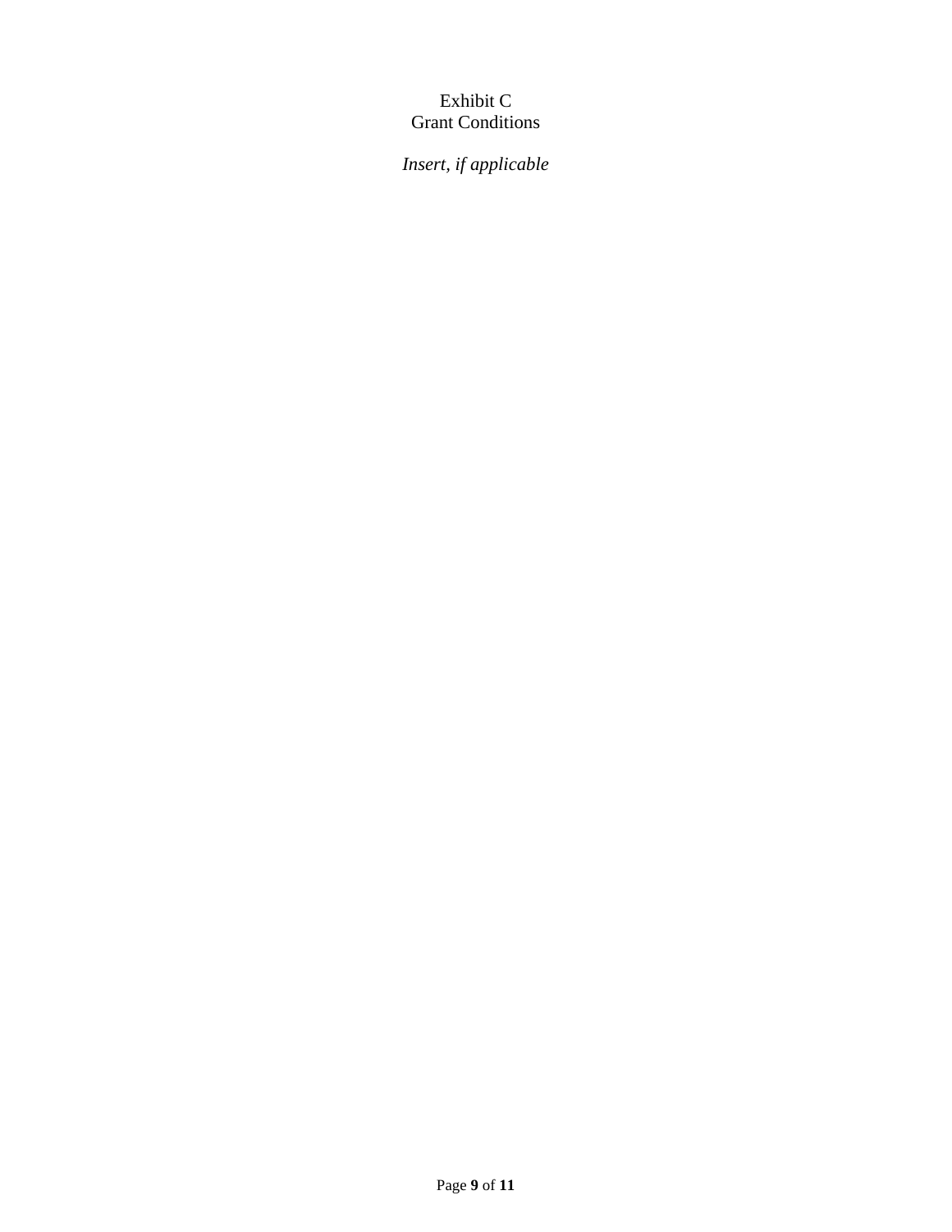# Exhibit C
## Grant Conditions

*Insert, if applicable*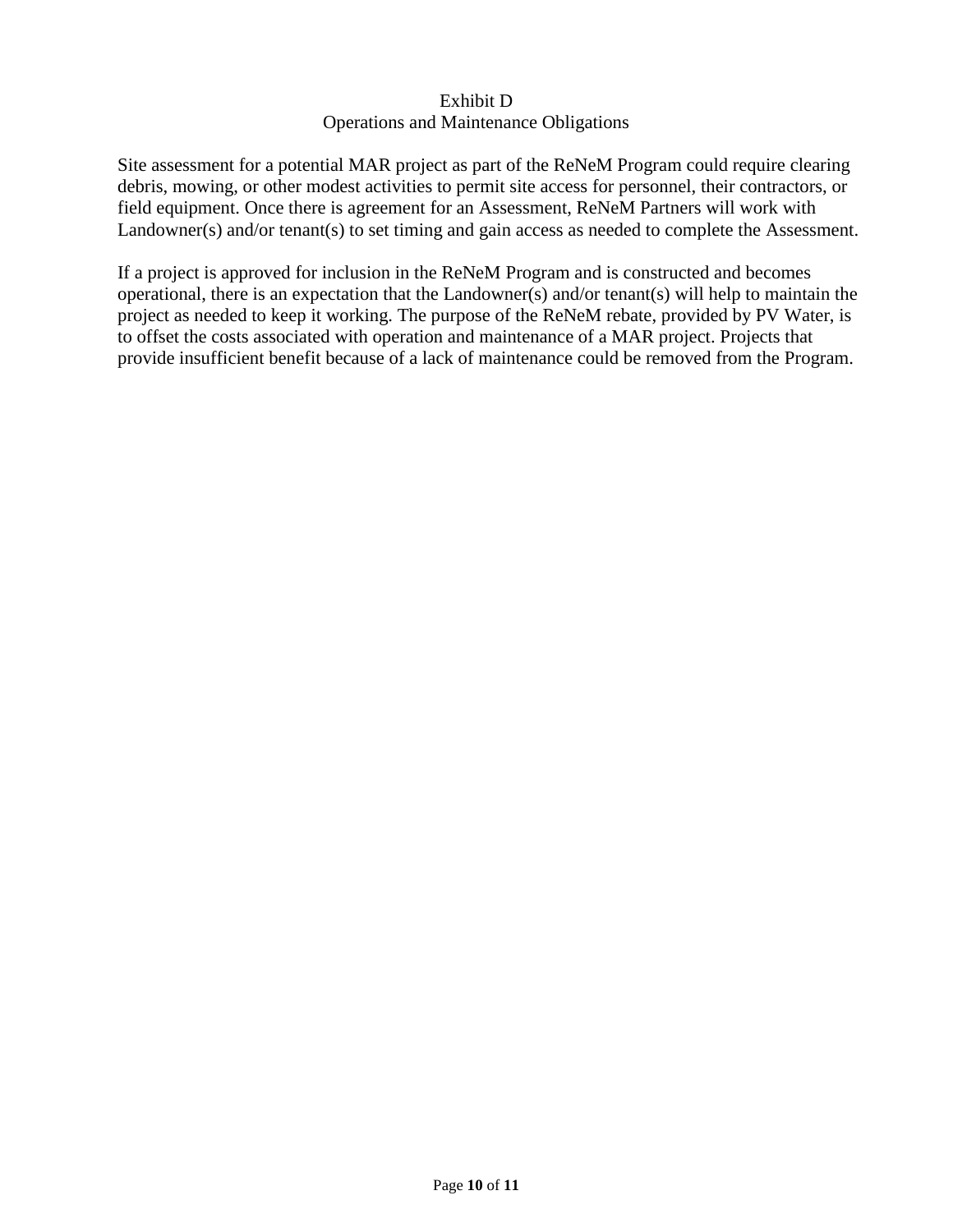# Exhibit D
## Operations and Maintenance Obligations

Site assessment for a potential MAR project as part of the ReNeM Program could require clearing debris, mowing, or other modest activities to permit site access for personnel, their contractors, or field equipment. Once there is agreement for an Assessment, ReNeM Partners will work with Landowner(s) and/or tenant(s) to set timing and gain access as needed to complete the Assessment.

If a project is approved for inclusion in the ReNeM Program and is constructed and becomes operational, there is an expectation that the Landowner(s) and/or tenant(s) will help to maintain the project as needed to keep it working. The purpose of the ReNeM rebate, provided by PV Water, is to offset the costs associated with operation and maintenance of a MAR project. Projects that provide insufficient benefit because of a lack of maintenance could be removed from the Program.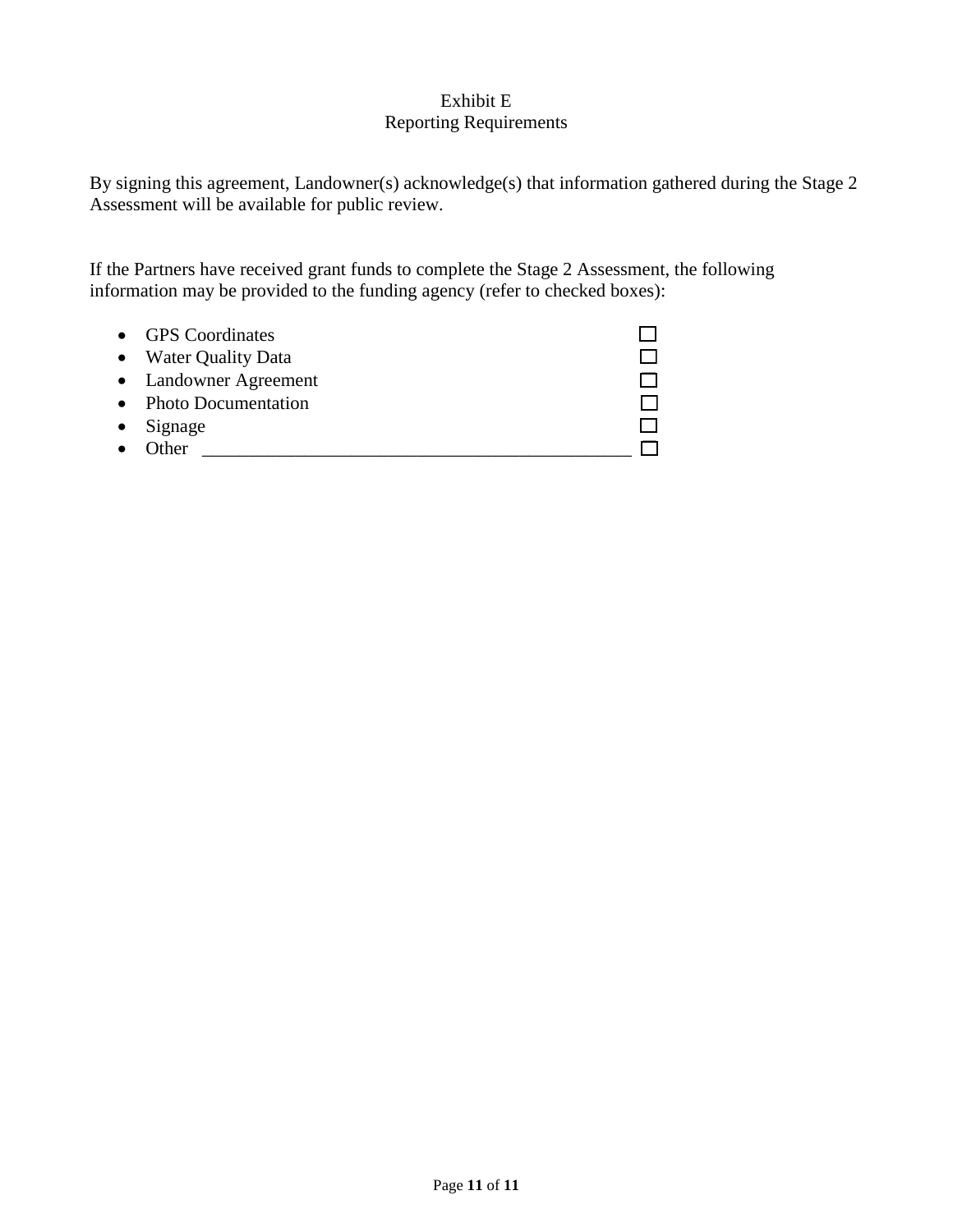# Exhibit E
## Reporting Requirements

By signing this agreement, Landowner(s) acknowledge(s) that information gathered during the Stage 2 Assessment will be available for public review.

If the Partners have received grant funds to complete the Stage 2 Assessment, the following information may be provided to the funding agency (refer to checked boxes):

- GPS Coordinates ☐
- Water Quality Data ☐
- Landowner Agreement ☐
- Photo Documentation ☐
- Signage ☐
- Other _______________________________________________ ☐